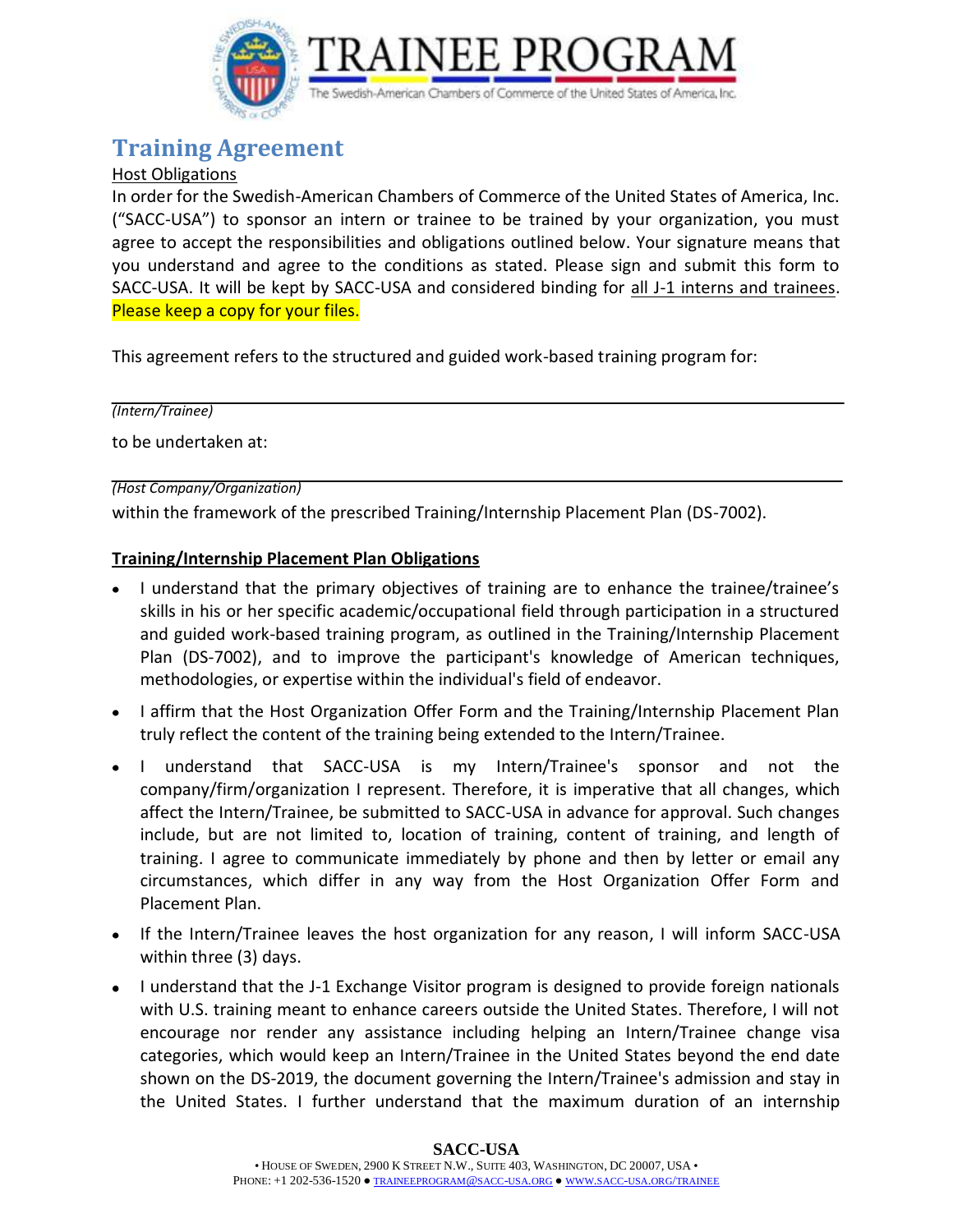# TRAINEE PROGRAM

The Swedish-American Chambers of Commerce of the United States of America, Inc.

## Training Agreement

Host Obligations

In order for the Swedish-American Chambers of Commerce of the United States of America, Inc. ("SACC-USA") to sponsor an intern or trainee to be trained by your organization, you must agree to accept the responsibilities and obligations outlined below. Your signature means that you understand and agree to the conditions as stated. Please sign and submit this form to SACC-USA. It will be kept by SACC-USA and considered binding for all J-1 interns and trainees. Please keep a copy for your files.

This agreement refers to the structured and guided work-based training program for:

_______________________________________________
*(Intern/Trainee)*

to be undertaken at:

_______________________________________________
*(Host Company/Organization)*

within the framework of the prescribed Training/Internship Placement Plan (DS-7002).

**Training/Internship Placement Plan Obligations**

- I understand that the primary objectives of training are to enhance the trainee/trainee's skills in his or her specific academic/occupational field through participation in a structured and guided work-based training program, as outlined in the Training/Internship Placement Plan (DS-7002), and to improve the participant's knowledge of American techniques, methodologies, or expertise within the individual's field of endeavor.
- I affirm that the Host Organization Offer Form and the Training/Internship Placement Plan truly reflect the content of the training being extended to the Intern/Trainee.
- I understand that SACC-USA is my Intern/Trainee's sponsor and not the company/firm/organization I represent. Therefore, it is imperative that all changes, which affect the Intern/Trainee, be submitted to SACC-USA in advance for approval. Such changes include, but are not limited to, location of training, content of training, and length of training. I agree to communicate immediately by phone and then by letter or email any circumstances, which differ in any way from the Host Organization Offer Form and Placement Plan.
- If the Intern/Trainee leaves the host organization for any reason, I will inform SACC-USA within three (3) days.
- I understand that the J-1 Exchange Visitor program is designed to provide foreign nationals with U.S. training meant to enhance careers outside the United States. Therefore, I will not encourage nor render any assistance including helping an Intern/Trainee change visa categories, which would keep an Intern/Trainee in the United States beyond the end date shown on the DS-2019, the document governing the Intern/Trainee's admission and stay in the United States. I further understand that the maximum duration of an internship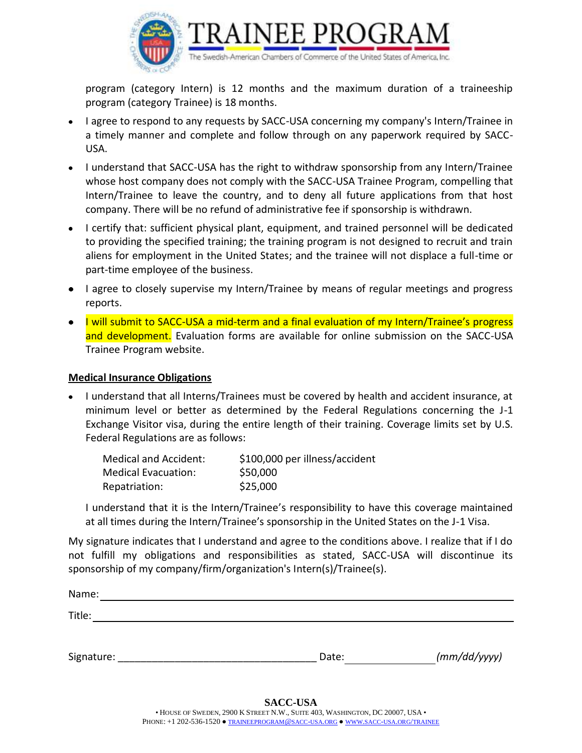program (category Intern) is 12 months and the maximum duration of a traineeship program (category Trainee) is 18 months.

- I agree to respond to any requests by SACC-USA concerning my company's Intern/Trainee in a timely manner and complete and follow through on any paperwork required by SACC-USA.
- I understand that SACC-USA has the right to withdraw sponsorship from any Intern/Trainee whose host company does not comply with the SACC-USA Trainee Program, compelling that Intern/Trainee to leave the country, and to deny all future applications from that host company. There will be no refund of administrative fee if sponsorship is withdrawn.
- I certify that: sufficient physical plant, equipment, and trained personnel will be dedicated to providing the specified training; the training program is not designed to recruit and train aliens for employment in the United States; and the trainee will not displace a full-time or part-time employee of the business.
- I agree to closely supervise my Intern/Trainee by means of regular meetings and progress reports.
- I will submit to SACC-USA a mid-term and a final evaluation of my Intern/Trainee's progress and development. Evaluation forms are available for online submission on the SACC-USA Trainee Program website.

**Medical Insurance Obligations**

- I understand that all Interns/Trainees must be covered by health and accident insurance, at minimum level or better as determined by the Federal Regulations concerning the J-1 Exchange Visitor visa, during the entire length of their training. Coverage limits set by U.S. Federal Regulations are as follows:

| | |
|---|---|
| Medical and Accident: | $100,000 per illness/accident |
| Medical Evacuation: | $50,000 |
| Repatriation: | $25,000 |

I understand that it is the Intern/Trainee's responsibility to have this coverage maintained at all times during the Intern/Trainee's sponsorship in the United States on the J-1 Visa.

My signature indicates that I understand and agree to the conditions above. I realize that if I do not fulfill my obligations and responsibilities as stated, SACC-USA will discontinue its sponsorship of my company/firm/organization's Intern(s)/Trainee(s).

Name: ____________________________________________

Title: ____________________________________________

Signature: ___________________________________ Date: _______________ *(mm/dd/yyyy)*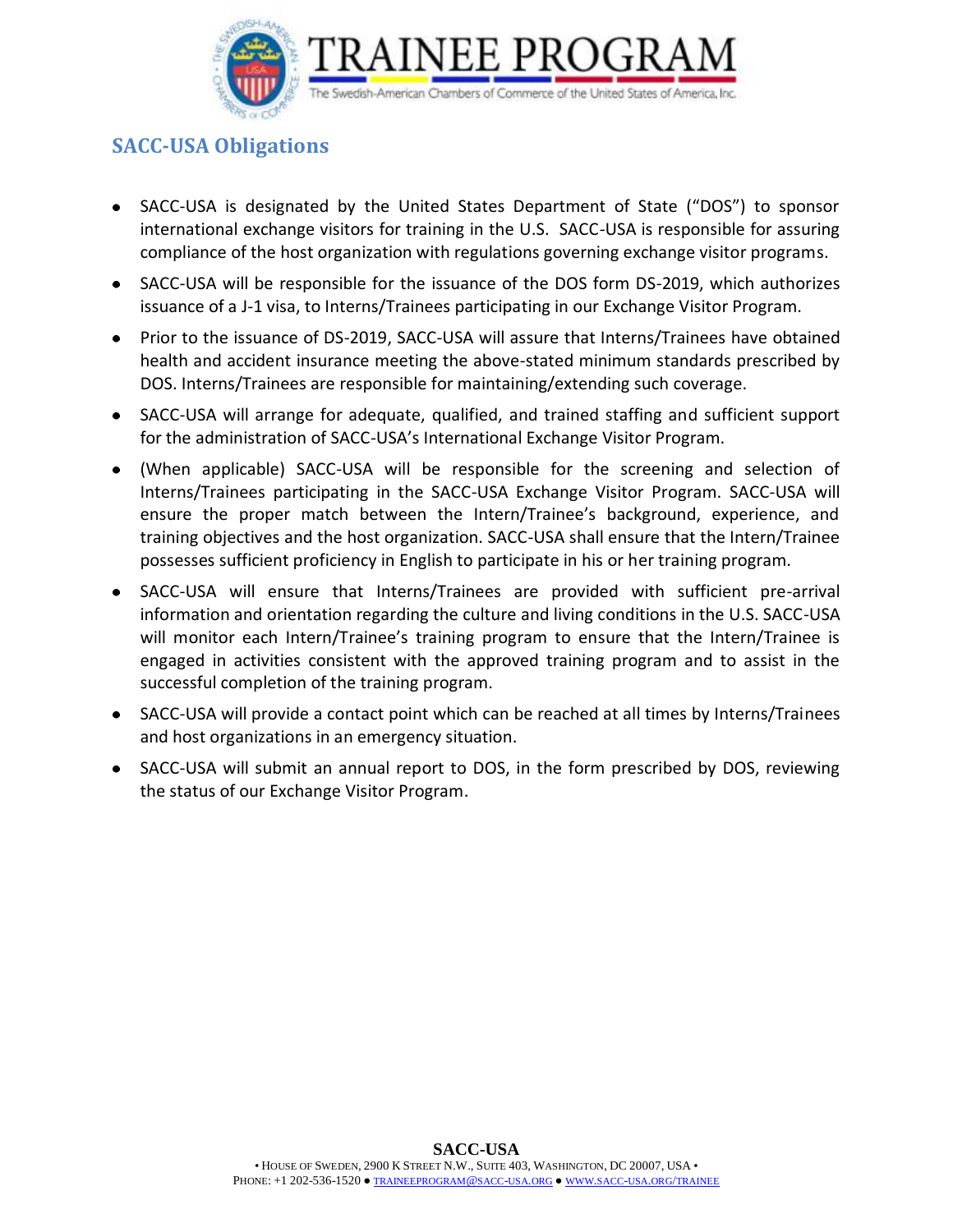## SACC-USA Obligations

- SACC-USA is designated by the United States Department of State ("DOS") to sponsor international exchange visitors for training in the U.S. SACC-USA is responsible for assuring compliance of the host organization with regulations governing exchange visitor programs.
- SACC-USA will be responsible for the issuance of the DOS form DS-2019, which authorizes issuance of a J-1 visa, to Interns/Trainees participating in our Exchange Visitor Program.
- Prior to the issuance of DS-2019, SACC-USA will assure that Interns/Trainees have obtained health and accident insurance meeting the above-stated minimum standards prescribed by DOS. Interns/Trainees are responsible for maintaining/extending such coverage.
- SACC-USA will arrange for adequate, qualified, and trained staffing and sufficient support for the administration of SACC-USA's International Exchange Visitor Program.
- (When applicable) SACC-USA will be responsible for the screening and selection of Interns/Trainees participating in the SACC-USA Exchange Visitor Program. SACC-USA will ensure the proper match between the Intern/Trainee's background, experience, and training objectives and the host organization. SACC-USA shall ensure that the Intern/Trainee possesses sufficient proficiency in English to participate in his or her training program.
- SACC-USA will ensure that Interns/Trainees are provided with sufficient pre-arrival information and orientation regarding the culture and living conditions in the U.S. SACC-USA will monitor each Intern/Trainee's training program to ensure that the Intern/Trainee is engaged in activities consistent with the approved training program and to assist in the successful completion of the training program.
- SACC-USA will provide a contact point which can be reached at all times by Interns/Trainees and host organizations in an emergency situation.
- SACC-USA will submit an annual report to DOS, in the form prescribed by DOS, reviewing the status of our Exchange Visitor Program.